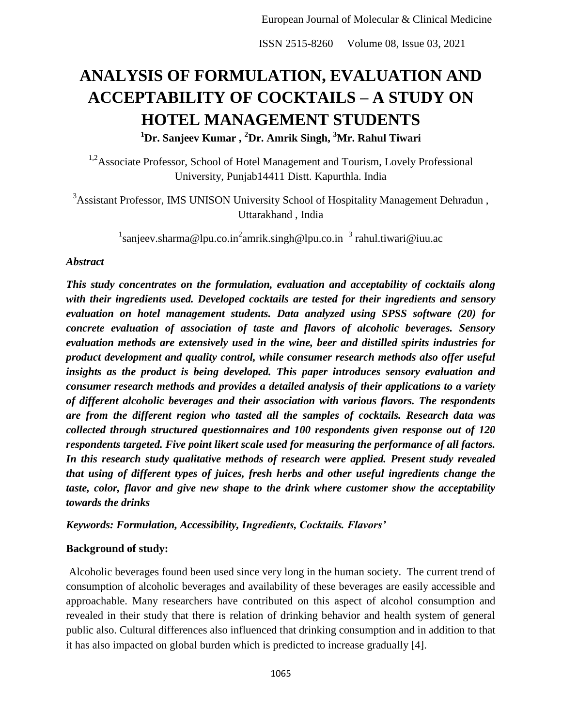# ANALYSIS OF FORMULATION, EVALUATION AND ACCEPTABILITY OF COCKTAILS – A STUDY ON HOTEL MANAGEMENT STUDENTS

**[1]Dr. Sanjeev Kumar , [2]Dr. Amrik Singh, [3]Mr. Rahul Tiwari**

[1,2]Associate Professor, School of Hotel Management and Tourism, Lovely Professional University, Punjab14411 Distt. Kapurthla. India

[3]Assistant Professor, IMS UNISON University School of Hospitality Management Dehradun , Uttarakhand , India

[1]sanjeev.sharma@lpu.co.in[2]amrik.singh@lpu.co.in [3] rahul.tiwari@iuu.ac

***Abstract***

***This study concentrates on the formulation, evaluation and acceptability of cocktails along with their ingredients used. Developed cocktails are tested for their ingredients and sensory evaluation on hotel management students. Data analyzed using SPSS software (20) for concrete evaluation of association of taste and flavors of alcoholic beverages. Sensory evaluation methods are extensively used in the wine, beer and distilled spirits industries for product development and quality control, while consumer research methods also offer useful insights as the product is being developed. This paper introduces sensory evaluation and consumer research methods and provides a detailed analysis of their applications to a variety of different alcoholic beverages and their association with various flavors. The respondents are from the different region who tasted all the samples of cocktails. Research data was collected through structured questionnaires and 100 respondents given response out of 120 respondents targeted. Five point likert scale used for measuring the performance of all factors. In this research study qualitative methods of research were applied. Present study revealed that using of different types of juices, fresh herbs and other useful ingredients change the taste, color, flavor and give new shape to the drink where customer show the acceptability towards the drinks***

***Keywords: Formulation, Accessibility, Ingredients, Cocktails. Flavors'***

**Background of study:**

Alcoholic beverages found been used since very long in the human society. The current trend of consumption of alcoholic beverages and availability of these beverages are easily accessible and approachable. Many researchers have contributed on this aspect of alcohol consumption and revealed in their study that there is relation of drinking behavior and health system of general public also. Cultural differences also influenced that drinking consumption and in addition to that it has also impacted on global burden which is predicted to increase gradually [4].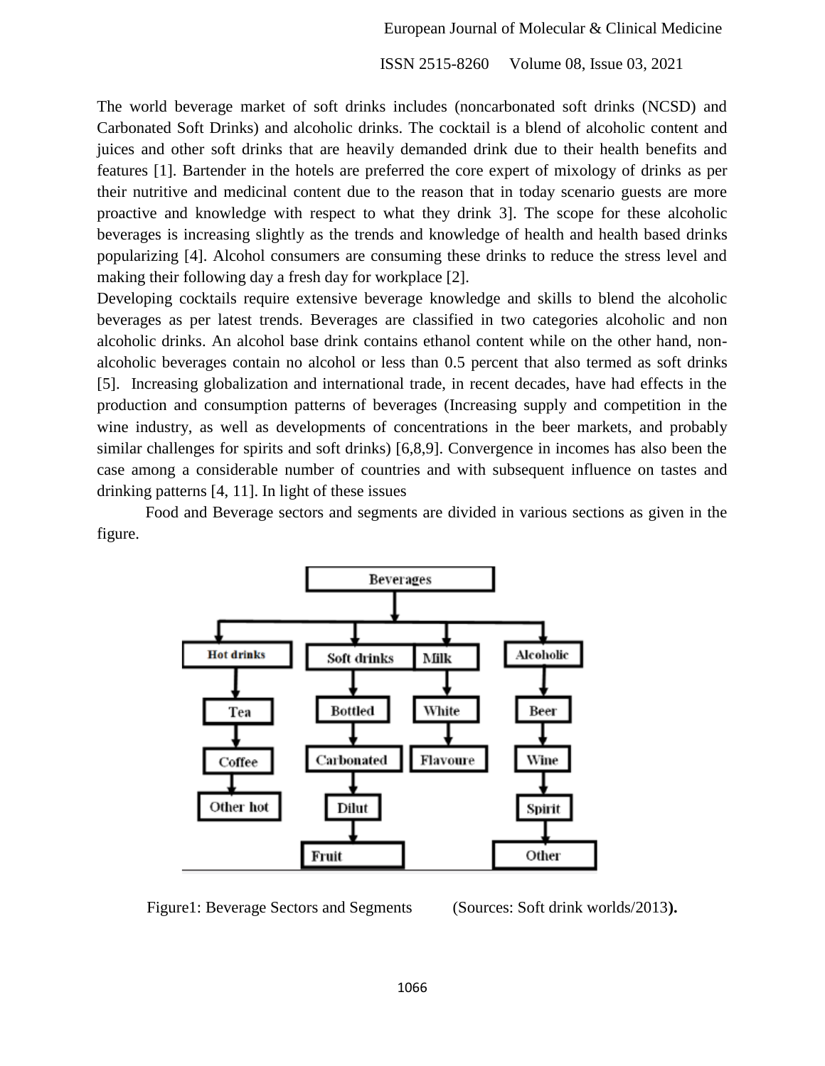The world beverage market of soft drinks includes (noncarbonated soft drinks (NCSD) and Carbonated Soft Drinks) and alcoholic drinks. The cocktail is a blend of alcoholic content and juices and other soft drinks that are heavily demanded drink due to their health benefits and features [1]. Bartender in the hotels are preferred the core expert of mixology of drinks as per their nutritive and medicinal content due to the reason that in today scenario guests are more proactive and knowledge with respect to what they drink 3]. The scope for these alcoholic beverages is increasing slightly as the trends and knowledge of health and health based drinks popularizing [4]. Alcohol consumers are consuming these drinks to reduce the stress level and making their following day a fresh day for workplace [2].

Developing cocktails require extensive beverage knowledge and skills to blend the alcoholic beverages as per latest trends. Beverages are classified in two categories alcoholic and non alcoholic drinks. An alcohol base drink contains ethanol content while on the other hand, non-alcoholic beverages contain no alcohol or less than 0.5 percent that also termed as soft drinks [5]. Increasing globalization and international trade, in recent decades, have had effects in the production and consumption patterns of beverages (Increasing supply and competition in the wine industry, as well as developments of concentrations in the beer markets, and probably similar challenges for spirits and soft drinks) [6,8,9]. Convergence in incomes has also been the case among a considerable number of countries and with subsequent influence on tastes and drinking patterns [4, 11]. In light of these issues

Food and Beverage sectors and segments are divided in various sections as given in the figure.

```
Beverages
├── Hot drinks → Tea → Coffee → Other hot
├── Soft drinks → Bottled → Carbonated → Dilut → Fruit
├── Milk → White → Flavoure
└── Alcoholic → Beer → Wine → Spirit → Other
```

Figure1: Beverage Sectors and Segments (Sources: Soft drink worlds/2013).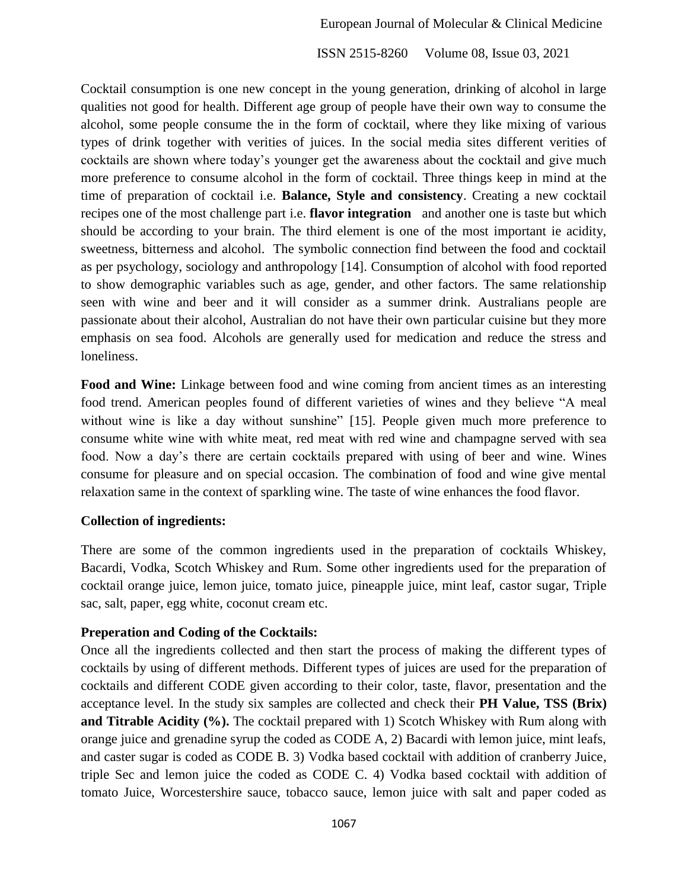Cocktail consumption is one new concept in the young generation, drinking of alcohol in large qualities not good for health. Different age group of people have their own way to consume the alcohol, some people consume the in the form of cocktail, where they like mixing of various types of drink together with verities of juices. In the social media sites different verities of cocktails are shown where today's younger get the awareness about the cocktail and give much more preference to consume alcohol in the form of cocktail. Three things keep in mind at the time of preparation of cocktail i.e. **Balance, Style and consistency**. Creating a new cocktail recipes one of the most challenge part i.e. **flavor integration** and another one is taste but which should be according to your brain. The third element is one of the most important ie acidity, sweetness, bitterness and alcohol. The symbolic connection find between the food and cocktail as per psychology, sociology and anthropology [14]. Consumption of alcohol with food reported to show demographic variables such as age, gender, and other factors. The same relationship seen with wine and beer and it will consider as a summer drink. Australians people are passionate about their alcohol, Australian do not have their own particular cuisine but they more emphasis on sea food. Alcohols are generally used for medication and reduce the stress and loneliness.

**Food and Wine:** Linkage between food and wine coming from ancient times as an interesting food trend. American peoples found of different varieties of wines and they believe "A meal without wine is like a day without sunshine" [15]. People given much more preference to consume white wine with white meat, red meat with red wine and champagne served with sea food. Now a day's there are certain cocktails prepared with using of beer and wine. Wines consume for pleasure and on special occasion. The combination of food and wine give mental relaxation same in the context of sparkling wine. The taste of wine enhances the food flavor.

**Collection of ingredients:**

There are some of the common ingredients used in the preparation of cocktails Whiskey, Bacardi, Vodka, Scotch Whiskey and Rum. Some other ingredients used for the preparation of cocktail orange juice, lemon juice, tomato juice, pineapple juice, mint leaf, castor sugar, Triple sac, salt, paper, egg white, coconut cream etc.

**Preperation and Coding of the Cocktails:**

Once all the ingredients collected and then start the process of making the different types of cocktails by using of different methods. Different types of juices are used for the preparation of cocktails and different CODE given according to their color, taste, flavor, presentation and the acceptance level. In the study six samples are collected and check their **PH Value, TSS (Brix) and Titrable Acidity (%).** The cocktail prepared with 1) Scotch Whiskey with Rum along with orange juice and grenadine syrup the coded as CODE A, 2) Bacardi with lemon juice, mint leafs, and caster sugar is coded as CODE B. 3) Vodka based cocktail with addition of cranberry Juice, triple Sec and lemon juice the coded as CODE C. 4) Vodka based cocktail with addition of tomato Juice, Worcestershire sauce, tobacco sauce, lemon juice with salt and paper coded as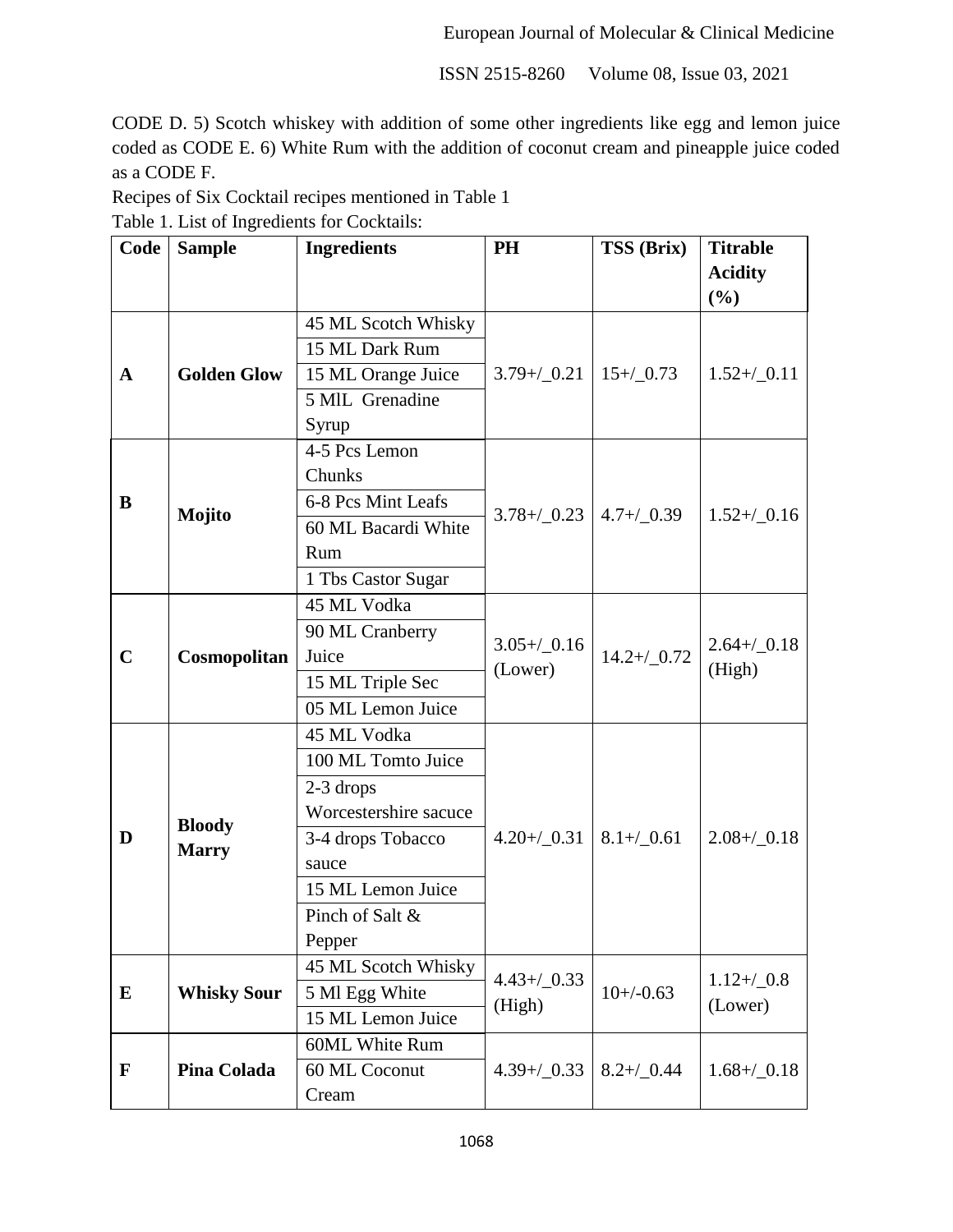CODE D. 5) Scotch whiskey with addition of some other ingredients like egg and lemon juice coded as CODE E. 6) White Rum with the addition of coconut cream and pineapple juice coded as a CODE F.

Recipes of Six Cocktail recipes mentioned in Table 1

Table 1. List of Ingredients for Cocktails:

| Code | Sample | Ingredients | PH | TSS (Brix) | Titrable Acidity (%) |
|---|---|---|---|---|---|
| **A** | **Golden Glow** | 45 ML Scotch Whisky<br>15 ML Dark Rum<br>15 ML Orange Juice<br>5 MlL Grenadine Syrup | 3.79+/_0.21 | 15+/_0.73 | 1.52+/_0.11 |
| **B** | **Mojito** | 4-5 Pcs Lemon Chunks<br>6-8 Pcs Mint Leafs<br>60 ML Bacardi White Rum<br>1 Tbs Castor Sugar | 3.78+/_0.23 | 4.7+/_0.39 | 1.52+/_0.16 |
| **C** | **Cosmopolitan** | 45 ML Vodka<br>90 ML Cranberry Juice<br>15 ML Triple Sec<br>05 ML Lemon Juice | 3.05+/_0.16 (Lower) | 14.2+/_0.72 | 2.64+/_0.18 (High) |
| **D** | **Bloody Marry** | 45 ML Vodka<br>100 ML Tomto Juice<br>2-3 drops Worcestershire sacuce<br>3-4 drops Tobacco sauce<br>15 ML Lemon Juice<br>Pinch of Salt & Pepper | 4.20+/_0.31 | 8.1+/_0.61 | 2.08+/_0.18 |
| **E** | **Whisky Sour** | 45 ML Scotch Whisky<br>5 Ml Egg White<br>15 ML Lemon Juice | 4.43+/_0.33 (High) | 10+/-0.63 | 1.12+/_0.8 (Lower) |
| **F** | **Pina Colada** | 60ML White Rum<br>60 ML Coconut Cream | 4.39+/_0.33 | 8.2+/_0.44 | 1.68+/_0.18 |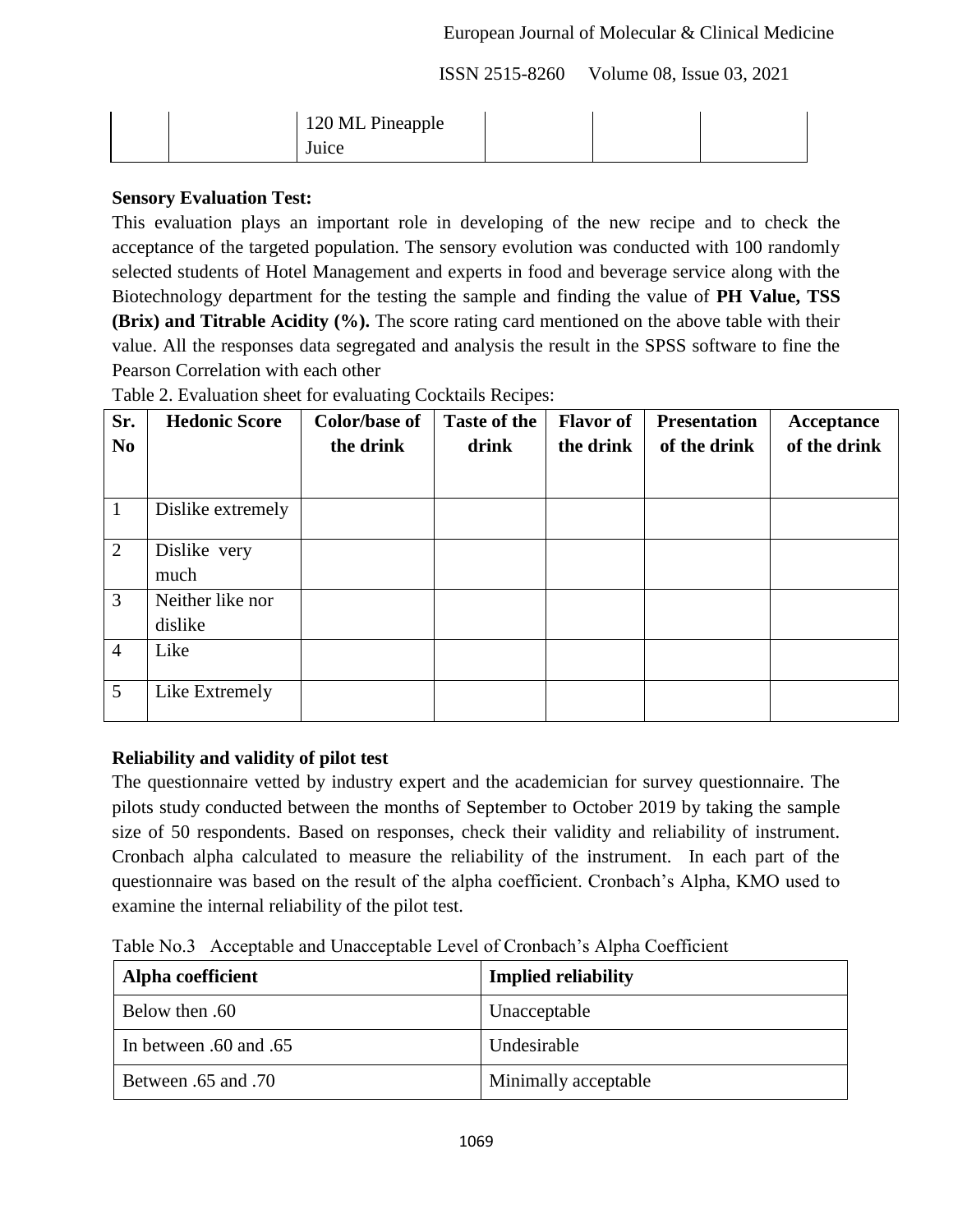| | | 120 ML Pineapple Juice | | | |
|---|---|---|---|---|---|

**Sensory Evaluation Test:**

This evaluation plays an important role in developing of the new recipe and to check the acceptance of the targeted population. The sensory evolution was conducted with 100 randomly selected students of Hotel Management and experts in food and beverage service along with the Biotechnology department for the testing the sample and finding the value of **PH Value, TSS (Brix) and Titrable Acidity (%).** The score rating card mentioned on the above table with their value. All the responses data segregated and analysis the result in the SPSS software to fine the Pearson Correlation with each other

Table 2. Evaluation sheet for evaluating Cocktails Recipes:

| Sr. No | Hedonic Score | Color/base of the drink | Taste of the drink | Flavor of the drink | Presentation of the drink | Acceptance of the drink |
|---|---|---|---|---|---|---|
| 1 | Dislike extremely | | | | | |
| 2 | Dislike very much | | | | | |
| 3 | Neither like nor dislike | | | | | |
| 4 | Like | | | | | |
| 5 | Like Extremely | | | | | |

**Reliability and validity of pilot test**

The questionnaire vetted by industry expert and the academician for survey questionnaire. The pilots study conducted between the months of September to October 2019 by taking the sample size of 50 respondents. Based on responses, check their validity and reliability of instrument. Cronbach alpha calculated to measure the reliability of the instrument. In each part of the questionnaire was based on the result of the alpha coefficient. Cronbach's Alpha, KMO used to examine the internal reliability of the pilot test.

Table No.3 Acceptable and Unacceptable Level of Cronbach's Alpha Coefficient

| Alpha coefficient | Implied reliability |
|---|---|
| Below then .60 | Unacceptable |
| In between .60 and .65 | Undesirable |
| Between .65 and .70 | Minimally acceptable |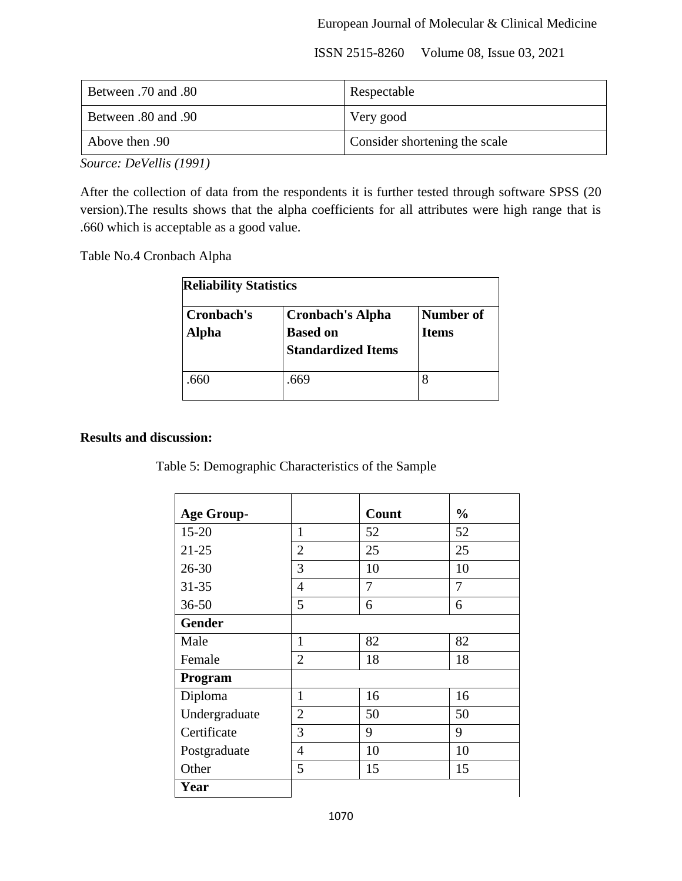| Between .70 and .80 | Respectable |
|---|---|
| Between .80 and .90 | Very good |
| Above then .90 | Consider shortening the scale |

*Source: DeVellis (1991)*

After the collection of data from the respondents it is further tested through software SPSS (20 version).The results shows that the alpha coefficients for all attributes were high range that is .660 which is acceptable as a good value.

Table No.4 Cronbach Alpha

| **Reliability Statistics** | | |
|---|---|---|
| **Cronbach's Alpha** | **Cronbach's Alpha Based on Standardized Items** | **Number of Items** |
| .660 | .669 | 8 |

**Results and discussion:**

Table 5: Demographic Characteristics of the Sample

| **Age Group-** | | **Count** | **%** |
|---|---|---|---|
| 15-20 | 1 | 52 | 52 |
| 21-25 | 2 | 25 | 25 |
| 26-30 | 3 | 10 | 10 |
| 31-35 | 4 | 7 | 7 |
| 36-50 | 5 | 6 | 6 |
| **Gender** | | | |
| Male | 1 | 82 | 82 |
| Female | 2 | 18 | 18 |
| **Program** | | | |
| Diploma | 1 | 16 | 16 |
| Undergraduate | 2 | 50 | 50 |
| Certificate | 3 | 9 | 9 |
| Postgraduate | 4 | 10 | 10 |
| Other | 5 | 15 | 15 |
| **Year** | | | |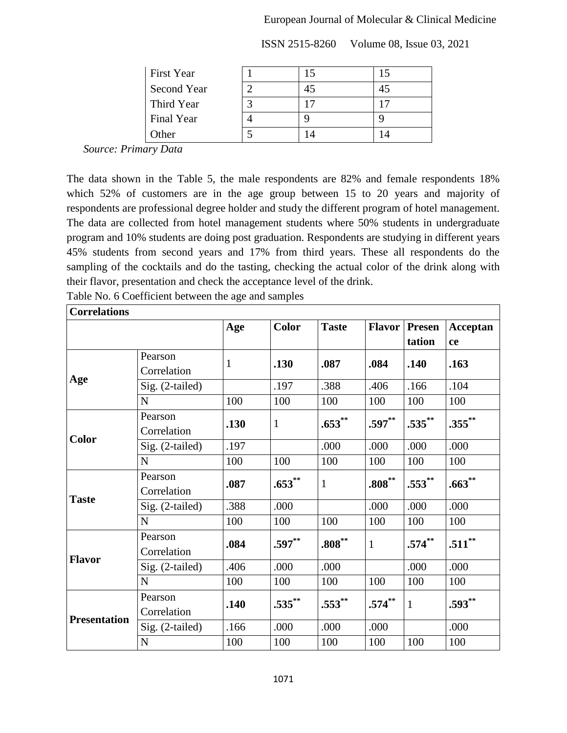| First Year | 1 | 15 | 15 |
|---|---|---|---|
| Second Year | 2 | 45 | 45 |
| Third Year | 3 | 17 | 17 |
| Final Year | 4 | 9 | 9 |
| Other | 5 | 14 | 14 |

*Source: Primary Data*

The data shown in the Table 5, the male respondents are 82% and female respondents 18% which 52% of customers are in the age group between 15 to 20 years and majority of respondents are professional degree holder and study the different program of hotel management. The data are collected from hotel management students where 50% students in undergraduate program and 10% students are doing post graduation. Respondents are studying in different years 45% students from second years and 17% from third years. These all respondents do the sampling of the cocktails and do the tasting, checking the actual color of the drink along with their flavor, presentation and check the acceptance level of the drink.

Table No. 6 Coefficient between the age and samples

| **Correlations** | | | | | | | | |
|---|---|---|---|---|---|---|---|---|
| | | **Age** | **Color** | **Taste** | **Flavor** | **Presentation** | **Acceptance** |
| **Age** | Pearson Correlation | 1 | **.130** | **.087** | **.084** | **.140** | **.163** |
| | Sig. (2-tailed) | | .197 | .388 | .406 | .166 | .104 |
| | N | 100 | 100 | 100 | 100 | 100 | 100 |
| **Color** | Pearson Correlation | **.130** | 1 | **.653**\*\* | **.597**\*\* | **.535**\*\* | **.355**\*\* |
| | Sig. (2-tailed) | .197 | | .000 | .000 | .000 | .000 |
| | N | 100 | 100 | 100 | 100 | 100 | 100 |
| **Taste** | Pearson Correlation | **.087** | **.653**\*\* | 1 | **.808**\*\* | **.553**\*\* | **.663**\*\* |
| | Sig. (2-tailed) | .388 | .000 | | .000 | .000 | .000 |
| | N | 100 | 100 | 100 | 100 | 100 | 100 |
| **Flavor** | Pearson Correlation | **.084** | **.597**\*\* | **.808**\*\* | 1 | **.574**\*\* | **.511**\*\* |
| | Sig. (2-tailed) | .406 | .000 | .000 | | .000 | .000 |
| | N | 100 | 100 | 100 | 100 | 100 | 100 |
| **Presentation** | Pearson Correlation | **.140** | **.535**\*\* | **.553**\*\* | **.574**\*\* | 1 | **.593**\*\* |
| | Sig. (2-tailed) | .166 | .000 | .000 | .000 | | .000 |
| | N | 100 | 100 | 100 | 100 | 100 | 100 |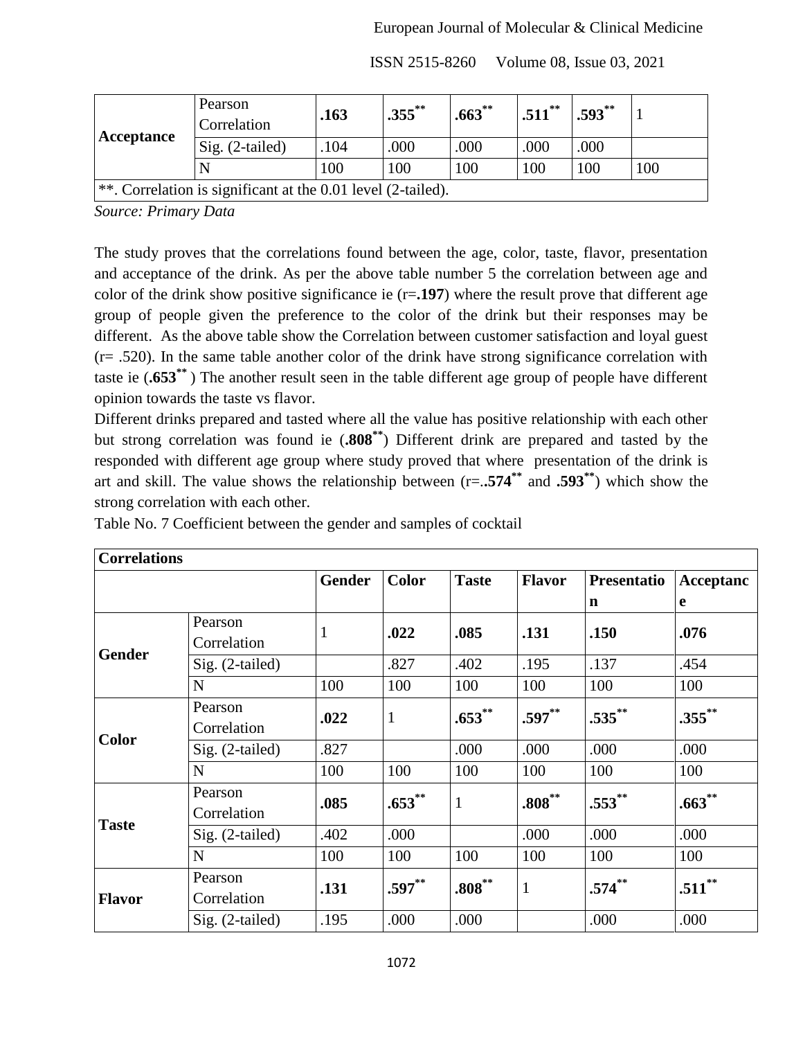| Acceptance | Pearson Correlation | **.163** | **.355**** | **.663**** | **.511**** | **.593**** | 1 |
|---|---|---|---|---|---|---|---|
| | Sig. (2-tailed) | .104 | .000 | .000 | .000 | .000 | |
| | N | 100 | 100 | 100 | 100 | 100 | 100 |
| **. Correlation is significant at the 0.01 level (2-tailed). | | | | | | | |

*Source: Primary Data*

The study proves that the correlations found between the age, color, taste, flavor, presentation and acceptance of the drink. As per the above table number 5 the correlation between age and color of the drink show positive significance ie (r=**.197**) where the result prove that different age group of people given the preference to the color of the drink but their responses may be different. As the above table show the Correlation between customer satisfaction and loyal guest (r= .520). In the same table another color of the drink have strong significance correlation with taste ie (**.653****) The another result seen in the table different age group of people have different opinion towards the taste vs flavor.

Different drinks prepared and tasted where all the value has positive relationship with each other but strong correlation was found ie (**.808****) Different drink are prepared and tasted by the responded with different age group where study proved that where presentation of the drink is art and skill. The value shows the relationship between (r=.**.574**** and **.593****) which show the strong correlation with each other.

Table No. 7 Coefficient between the gender and samples of cocktail

| **Correlations** | | | | | | | |
|---|---|---|---|---|---|---|---|
| | | **Gender** | **Color** | **Taste** | **Flavor** | **Presentation** | **Acceptance** |
| **Gender** | Pearson Correlation | 1 | **.022** | **.085** | **.131** | **.150** | **.076** |
| | Sig. (2-tailed) | | .827 | .402 | .195 | .137 | .454 |
| | N | 100 | 100 | 100 | 100 | 100 | 100 |
| **Color** | Pearson Correlation | **.022** | 1 | **.653**** | **.597**** | **.535**** | **.355**** |
| | Sig. (2-tailed) | .827 | | .000 | .000 | .000 | .000 |
| | N | 100 | 100 | 100 | 100 | 100 | 100 |
| **Taste** | Pearson Correlation | **.085** | **.653**** | 1 | **.808**** | **.553**** | **.663**** |
| | Sig. (2-tailed) | .402 | .000 | | .000 | .000 | .000 |
| | N | 100 | 100 | 100 | 100 | 100 | 100 |
| **Flavor** | Pearson Correlation | **.131** | **.597**** | **.808**** | 1 | **.574**** | **.511**** |
| | Sig. (2-tailed) | .195 | .000 | .000 | | .000 | .000 |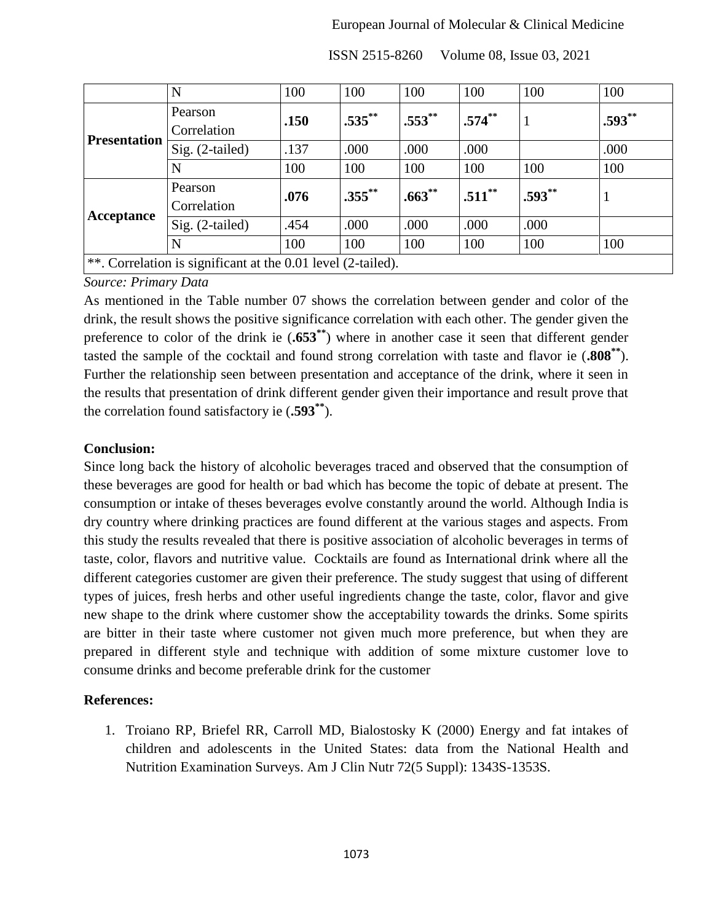| | N | 100 | 100 | 100 | 100 | 100 | 100 |
|---|---|---|---|---|---|---|---|
| **Presentation** | Pearson Correlation | **.150** | **.535**** | **.553**** | **.574**** | 1 | **.593**** |
| | Sig. (2-tailed) | .137 | .000 | .000 | .000 | | .000 |
| | N | 100 | 100 | 100 | 100 | 100 | 100 |
| **Acceptance** | Pearson Correlation | **.076** | **.355**** | **.663**** | **.511**** | **.593**** | 1 |
| | Sig. (2-tailed) | .454 | .000 | .000 | .000 | .000 | |
| | N | 100 | 100 | 100 | 100 | 100 | 100 |
| **. Correlation is significant at the 0.01 level (2-tailed). | | | | | | | |

*Source: Primary Data*

As mentioned in the Table number 07 shows the correlation between gender and color of the drink, the result shows the positive significance correlation with each other. The gender given the preference to color of the drink ie (**.653****) where in another case it seen that different gender tasted the sample of the cocktail and found strong correlation with taste and flavor ie (**.808****). Further the relationship seen between presentation and acceptance of the drink, where it seen in the results that presentation of drink different gender given their importance and result prove that the correlation found satisfactory ie (**.593****).

**Conclusion:**

Since long back the history of alcoholic beverages traced and observed that the consumption of these beverages are good for health or bad which has become the topic of debate at present. The consumption or intake of theses beverages evolve constantly around the world. Although India is dry country where drinking practices are found different at the various stages and aspects. From this study the results revealed that there is positive association of alcoholic beverages in terms of taste, color, flavors and nutritive value. Cocktails are found as International drink where all the different categories customer are given their preference. The study suggest that using of different types of juices, fresh herbs and other useful ingredients change the taste, color, flavor and give new shape to the drink where customer show the acceptability towards the drinks. Some spirits are bitter in their taste where customer not given much more preference, but when they are prepared in different style and technique with addition of some mixture customer love to consume drinks and become preferable drink for the customer

**References:**

1. Troiano RP, Briefel RR, Carroll MD, Bialostosky K (2000) Energy and fat intakes of children and adolescents in the United States: data from the National Health and Nutrition Examination Surveys. Am J Clin Nutr 72(5 Suppl): 1343S-1353S.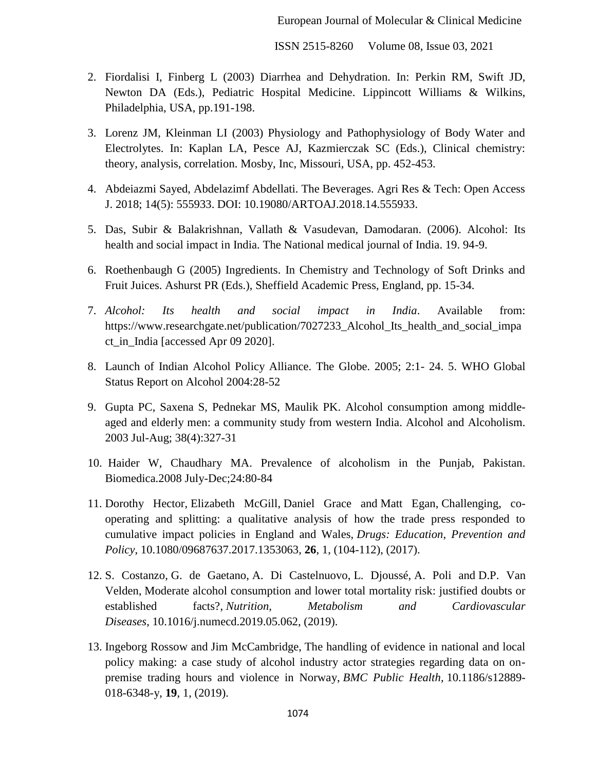2. Fiordalisi I, Finberg L (2003) Diarrhea and Dehydration. In: Perkin RM, Swift JD, Newton DA (Eds.), Pediatric Hospital Medicine. Lippincott Williams & Wilkins, Philadelphia, USA, pp.191-198.
3. Lorenz JM, Kleinman LI (2003) Physiology and Pathophysiology of Body Water and Electrolytes. In: Kaplan LA, Pesce AJ, Kazmierczak SC (Eds.), Clinical chemistry: theory, analysis, correlation. Mosby, Inc, Missouri, USA, pp. 452-453.
4. Abdeiazmi Sayed, Abdelazimf Abdellati. The Beverages. Agri Res & Tech: Open Access J. 2018; 14(5): 555933. DOI: 10.19080/ARTOAJ.2018.14.555933.
5. Das, Subir & Balakrishnan, Vallath & Vasudevan, Damodaran. (2006). Alcohol: Its health and social impact in India. The National medical journal of India. 19. 94-9.
6. Roethenbaugh G (2005) Ingredients. In Chemistry and Technology of Soft Drinks and Fruit Juices. Ashurst PR (Eds.), Sheffield Academic Press, England, pp. 15-34.
7. *Alcohol: Its health and social impact in India*. Available from: https://www.researchgate.net/publication/7027233_Alcohol_Its_health_and_social_impact_in_India [accessed Apr 09 2020].
8. Launch of Indian Alcohol Policy Alliance. The Globe. 2005; 2:1- 24. 5. WHO Global Status Report on Alcohol 2004:28-52
9. Gupta PC, Saxena S, Pednekar MS, Maulik PK. Alcohol consumption among middle-aged and elderly men: a community study from western India. Alcohol and Alcoholism. 2003 Jul-Aug; 38(4):327-31
10. Haider W, Chaudhary MA. Prevalence of alcoholism in the Punjab, Pakistan. Biomedica.2008 July-Dec;24:80-84
11. Dorothy Hector, Elizabeth McGill, Daniel Grace and Matt Egan, Challenging, co-operating and splitting: a qualitative analysis of how the trade press responded to cumulative impact policies in England and Wales, *Drugs: Education, Prevention and Policy*, 10.1080/09687637.2017.1353063, **26**, 1, (104-112), (2017).
12. S. Costanzo, G. de Gaetano, A. Di Castelnuovo, L. Djoussé, A. Poli and D.P. Van Velden, Moderate alcohol consumption and lower total mortality risk: justified doubts or established facts?, *Nutrition, Metabolism and Cardiovascular Diseases*, 10.1016/j.numecd.2019.05.062, (2019).
13. Ingeborg Rossow and Jim McCambridge, The handling of evidence in national and local policy making: a case study of alcohol industry actor strategies regarding data on on-premise trading hours and violence in Norway, *BMC Public Health*, 10.1186/s12889-018-6348-y, **19**, 1, (2019).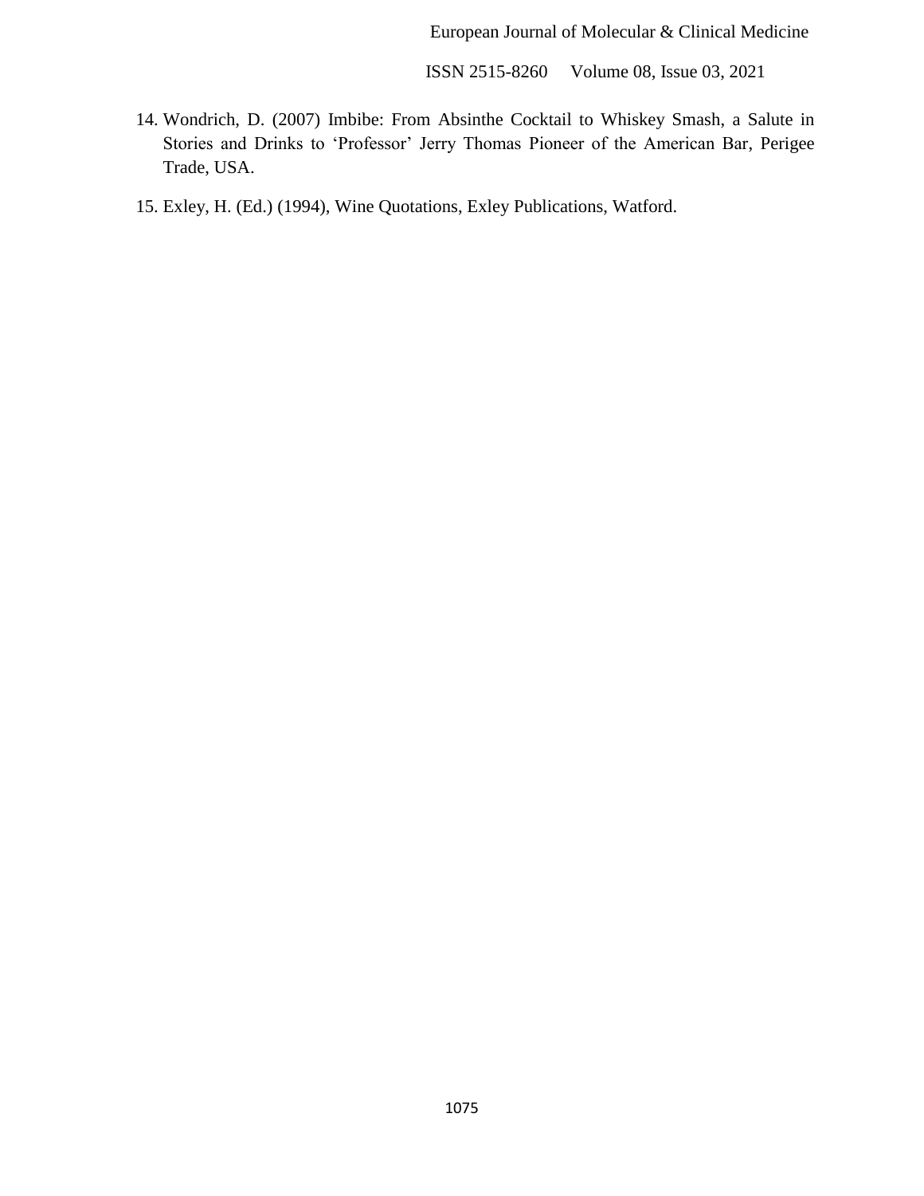14. Wondrich, D. (2007) Imbibe: From Absinthe Cocktail to Whiskey Smash, a Salute in Stories and Drinks to 'Professor' Jerry Thomas Pioneer of the American Bar, Perigee Trade, USA.

15. Exley, H. (Ed.) (1994), Wine Quotations, Exley Publications, Watford.